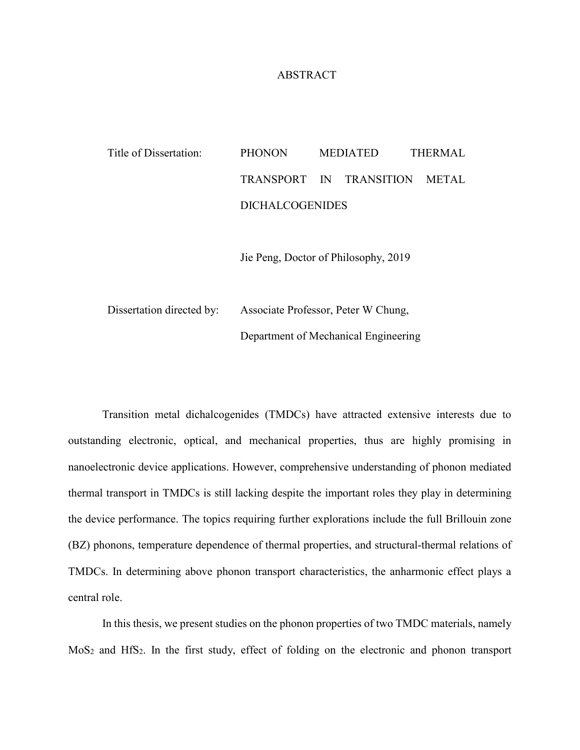# ABSTRACT

Title of Dissertation: PHONON MEDIATED THERMAL TRANSPORT IN TRANSITION METAL DICHALCOGENIDES

Jie Peng, Doctor of Philosophy, 2019

Dissertation directed by: Associate Professor, Peter W Chung, Department of Mechanical Engineering

Transition metal dichalcogenides (TMDCs) have attracted extensive interests due to outstanding electronic, optical, and mechanical properties, thus are highly promising in nanoelectronic device applications. However, comprehensive understanding of phonon mediated thermal transport in TMDCs is still lacking despite the important roles they play in determining the device performance. The topics requiring further explorations include the full Brillouin zone (BZ) phonons, temperature dependence of thermal properties, and structural-thermal relations of TMDCs. In determining above phonon transport characteristics, the anharmonic effect plays a central role.

In this thesis, we present studies on the phonon properties of two TMDC materials, namely $MoS_2$ and $HfS_2$. In the first study, effect of folding on the electronic and phonon transport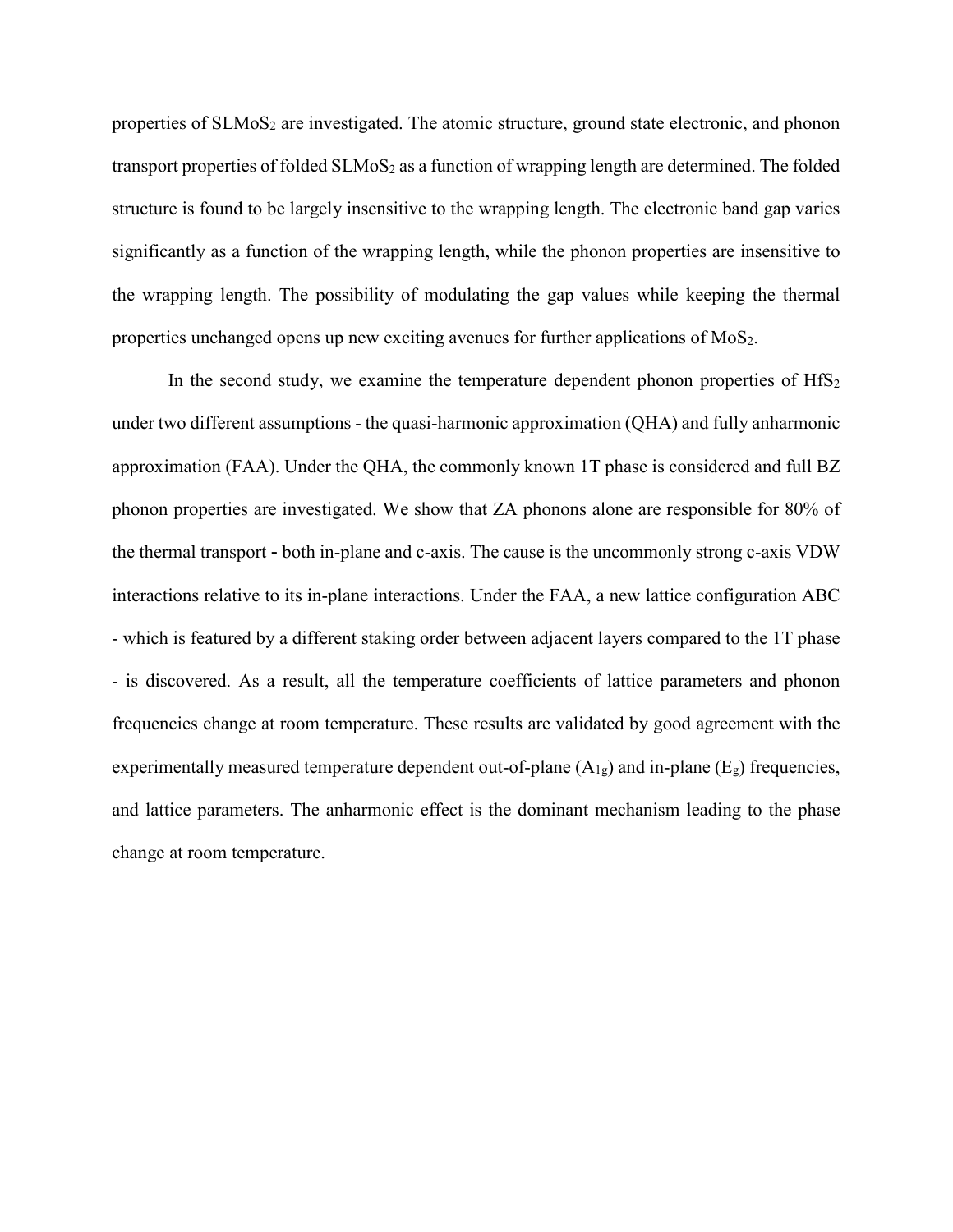properties of $SLMoS_2$ are investigated. The atomic structure, ground state electronic, and phonon transport properties of folded $SLMoS_2$ as a function of wrapping length are determined. The folded structure is found to be largely insensitive to the wrapping length. The electronic band gap varies significantly as a function of the wrapping length, while the phonon properties are insensitive to the wrapping length. The possibility of modulating the gap values while keeping the thermal properties unchanged opens up new exciting avenues for further applications of $MoS_2$.

In the second study, we examine the temperature dependent phonon properties of $HfS_2$ under two different assumptions - the quasi-harmonic approximation (QHA) and fully anharmonic approximation (FAA). Under the QHA, the commonly known 1T phase is considered and full BZ phonon properties are investigated. We show that ZA phonons alone are responsible for 80% of the thermal transport - both in-plane and c-axis. The cause is the uncommonly strong c-axis VDW interactions relative to its in-plane interactions. Under the FAA, a new lattice configuration ABC - which is featured by a different staking order between adjacent layers compared to the 1T phase - is discovered. As a result, all the temperature coefficients of lattice parameters and phonon frequencies change at room temperature. These results are validated by good agreement with the experimentally measured temperature dependent out-of-plane ($A_{1g}$) and in-plane ($E_g$) frequencies, and lattice parameters. The anharmonic effect is the dominant mechanism leading to the phase change at room temperature.